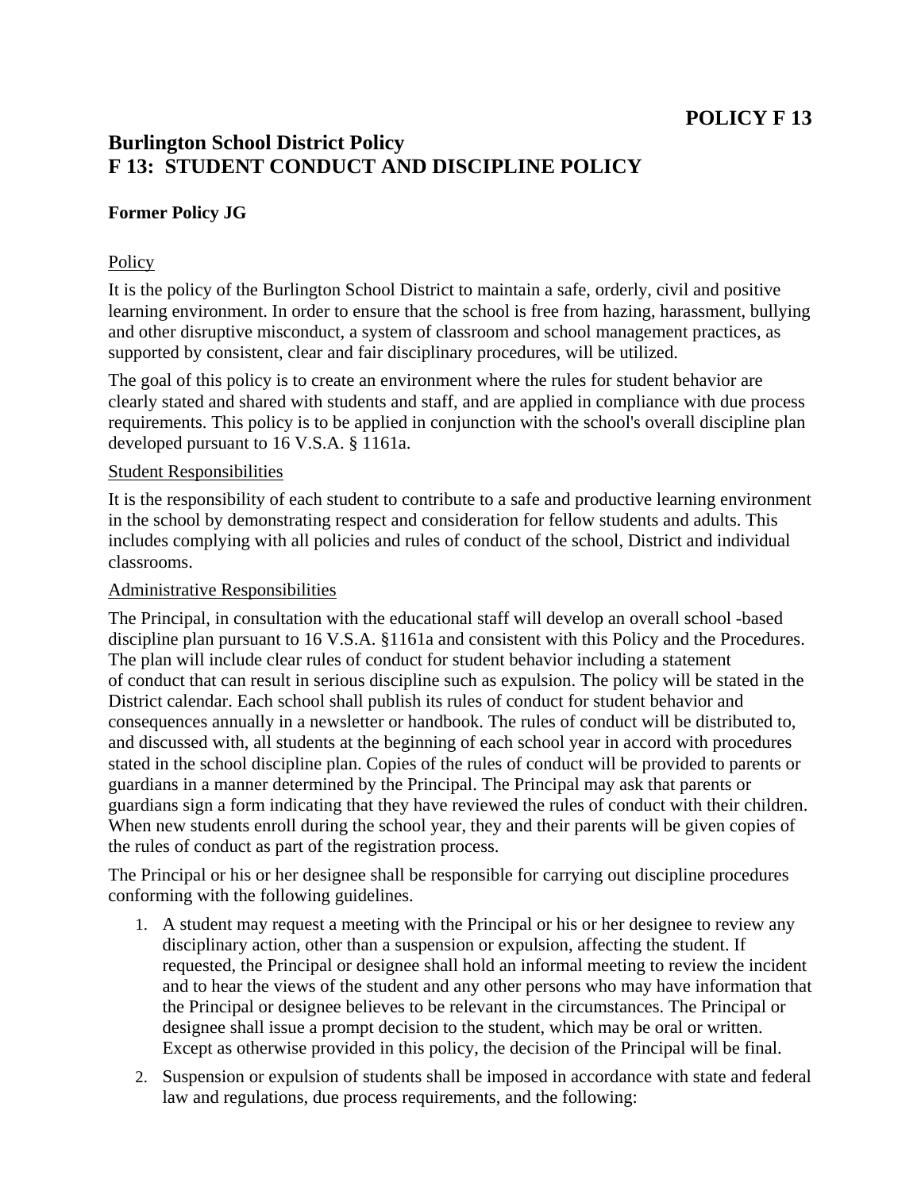**POLICY F 13**

# Burlington School District Policy
# F 13: STUDENT CONDUCT AND DISCIPLINE POLICY

**Former Policy JG**

## Policy

It is the policy of the Burlington School District to maintain a safe, orderly, civil and positive learning environment. In order to ensure that the school is free from hazing, harassment, bullying and other disruptive misconduct, a system of classroom and school management practices, as supported by consistent, clear and fair disciplinary procedures, will be utilized.

The goal of this policy is to create an environment where the rules for student behavior are clearly stated and shared with students and staff, and are applied in compliance with due process requirements. This policy is to be applied in conjunction with the school's overall discipline plan developed pursuant to 16 V.S.A. § 1161a.

## Student Responsibilities

It is the responsibility of each student to contribute to a safe and productive learning environment in the school by demonstrating respect and consideration for fellow students and adults. This includes complying with all policies and rules of conduct of the school, District and individual classrooms.

## Administrative Responsibilities

The Principal, in consultation with the educational staff will develop an overall school -based discipline plan pursuant to 16 V.S.A. §1161a and consistent with this Policy and the Procedures. The plan will include clear rules of conduct for student behavior including a statement of conduct that can result in serious discipline such as expulsion. The policy will be stated in the District calendar. Each school shall publish its rules of conduct for student behavior and consequences annually in a newsletter or handbook. The rules of conduct will be distributed to, and discussed with, all students at the beginning of each school year in accord with procedures stated in the school discipline plan. Copies of the rules of conduct will be provided to parents or guardians in a manner determined by the Principal. The Principal may ask that parents or guardians sign a form indicating that they have reviewed the rules of conduct with their children. When new students enroll during the school year, they and their parents will be given copies of the rules of conduct as part of the registration process.

The Principal or his or her designee shall be responsible for carrying out discipline procedures conforming with the following guidelines.

1. A student may request a meeting with the Principal or his or her designee to review any disciplinary action, other than a suspension or expulsion, affecting the student. If requested, the Principal or designee shall hold an informal meeting to review the incident and to hear the views of the student and any other persons who may have information that the Principal or designee believes to be relevant in the circumstances. The Principal or designee shall issue a prompt decision to the student, which may be oral or written. Except as otherwise provided in this policy, the decision of the Principal will be final.
2. Suspension or expulsion of students shall be imposed in accordance with state and federal law and regulations, due process requirements, and the following: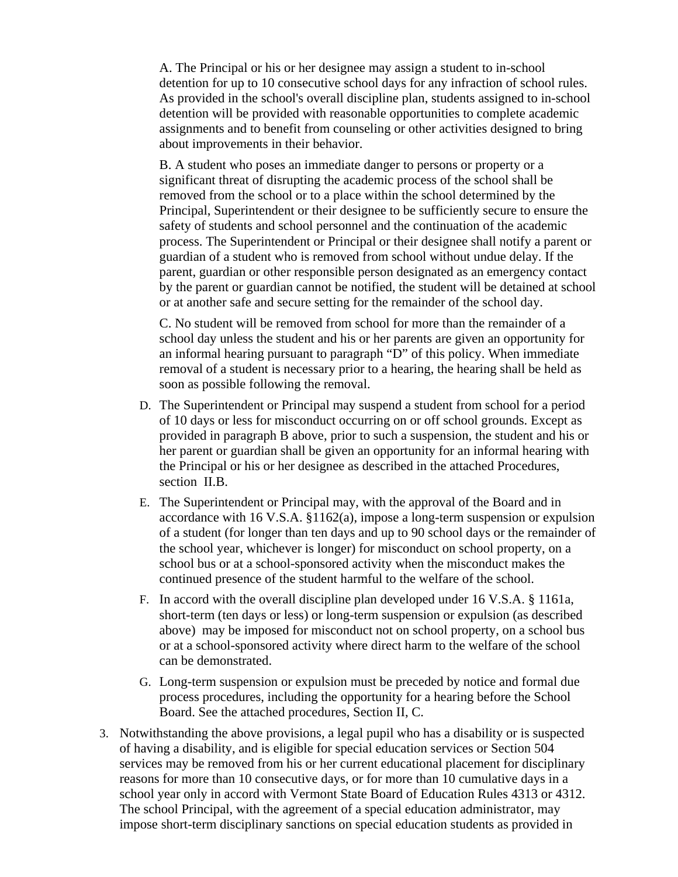A. The Principal or his or her designee may assign a student to in-school detention for up to 10 consecutive school days for any infraction of school rules. As provided in the school's overall discipline plan, students assigned to in-school detention will be provided with reasonable opportunities to complete academic assignments and to benefit from counseling or other activities designed to bring about improvements in their behavior.

B. A student who poses an immediate danger to persons or property or a significant threat of disrupting the academic process of the school shall be removed from the school or to a place within the school determined by the Principal, Superintendent or their designee to be sufficiently secure to ensure the safety of students and school personnel and the continuation of the academic process. The Superintendent or Principal or their designee shall notify a parent or guardian of a student who is removed from school without undue delay. If the parent, guardian or other responsible person designated as an emergency contact by the parent or guardian cannot be notified, the student will be detained at school or at another safe and secure setting for the remainder of the school day.

C. No student will be removed from school for more than the remainder of a school day unless the student and his or her parents are given an opportunity for an informal hearing pursuant to paragraph “D” of this policy. When immediate removal of a student is necessary prior to a hearing, the hearing shall be held as soon as possible following the removal.

D. The Superintendent or Principal may suspend a student from school for a period of 10 days or less for misconduct occurring on or off school grounds. Except as provided in paragraph B above, prior to such a suspension, the student and his or her parent or guardian shall be given an opportunity for an informal hearing with the Principal or his or her designee as described in the attached Procedures, section II.B.

E. The Superintendent or Principal may, with the approval of the Board and in accordance with 16 V.S.A. §1162(a), impose a long-term suspension or expulsion of a student (for longer than ten days and up to 90 school days or the remainder of the school year, whichever is longer) for misconduct on school property, on a school bus or at a school-sponsored activity when the misconduct makes the continued presence of the student harmful to the welfare of the school.

F. In accord with the overall discipline plan developed under 16 V.S.A. § 1161a, short-term (ten days or less) or long-term suspension or expulsion (as described above) may be imposed for misconduct not on school property, on a school bus or at a school-sponsored activity where direct harm to the welfare of the school can be demonstrated.

G. Long-term suspension or expulsion must be preceded by notice and formal due process procedures, including the opportunity for a hearing before the School Board. See the attached procedures, Section II, C.

3. Notwithstanding the above provisions, a legal pupil who has a disability or is suspected of having a disability, and is eligible for special education services or Section 504 services may be removed from his or her current educational placement for disciplinary reasons for more than 10 consecutive days, or for more than 10 cumulative days in a school year only in accord with Vermont State Board of Education Rules 4313 or 4312. The school Principal, with the agreement of a special education administrator, may impose short-term disciplinary sanctions on special education students as provided in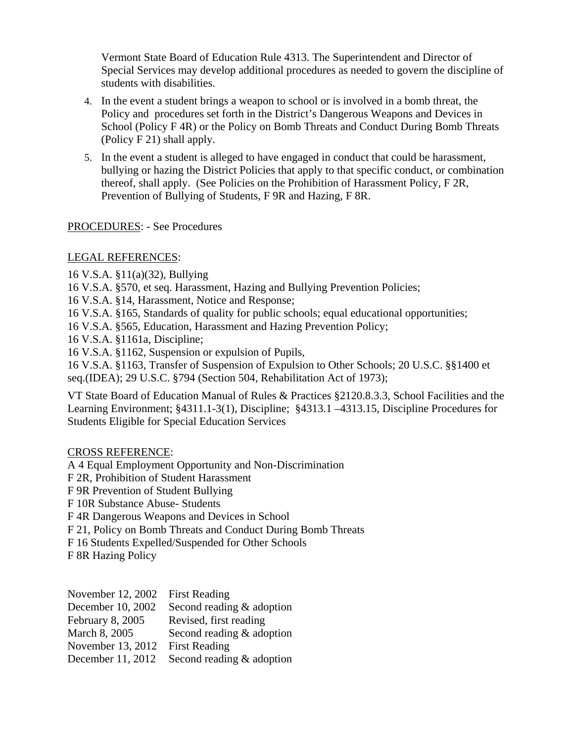Vermont State Board of Education Rule 4313. The Superintendent and Director of Special Services may develop additional procedures as needed to govern the discipline of students with disabilities.

4. In the event a student brings a weapon to school or is involved in a bomb threat, the Policy and procedures set forth in the District's Dangerous Weapons and Devices in School (Policy F 4R) or the Policy on Bomb Threats and Conduct During Bomb Threats (Policy F 21) shall apply.
5. In the event a student is alleged to have engaged in conduct that could be harassment, bullying or hazing the District Policies that apply to that specific conduct, or combination thereof, shall apply. (See Policies on the Prohibition of Harassment Policy, F 2R, Prevention of Bullying of Students, F 9R and Hazing, F 8R.

PROCEDURES: - See Procedures

LEGAL REFERENCES:

16 V.S.A. §11(a)(32), Bullying
16 V.S.A. §570, et seq. Harassment, Hazing and Bullying Prevention Policies;
16 V.S.A. §14, Harassment, Notice and Response;
16 V.S.A. §165, Standards of quality for public schools; equal educational opportunities;
16 V.S.A. §565, Education, Harassment and Hazing Prevention Policy;
16 V.S.A. §1161a, Discipline;
16 V.S.A. §1162, Suspension or expulsion of Pupils,
16 V.S.A. §1163, Transfer of Suspension of Expulsion to Other Schools; 20 U.S.C. §§1400 et seq.(IDEA); 29 U.S.C. §794 (Section 504, Rehabilitation Act of 1973);

VT State Board of Education Manual of Rules & Practices §2120.8.3.3, School Facilities and the Learning Environment; §4311.1-3(1), Discipline; §4313.1 –4313.15, Discipline Procedures for Students Eligible for Special Education Services

CROSS REFERENCE:

A 4 Equal Employment Opportunity and Non-Discrimination
F 2R, Prohibition of Student Harassment
F 9R Prevention of Student Bullying
F 10R Substance Abuse- Students
F 4R Dangerous Weapons and Devices in School
F 21, Policy on Bomb Threats and Conduct During Bomb Threats
F 16 Students Expelled/Suspended for Other Schools
F 8R Hazing Policy

| | |
|---|---|
| November 12, 2002 | First Reading |
| December 10, 2002 | Second reading & adoption |
| February 8, 2005 | Revised, first reading |
| March 8, 2005 | Second reading & adoption |
| November 13, 2012 | First Reading |
| December 11, 2012 | Second reading & adoption |